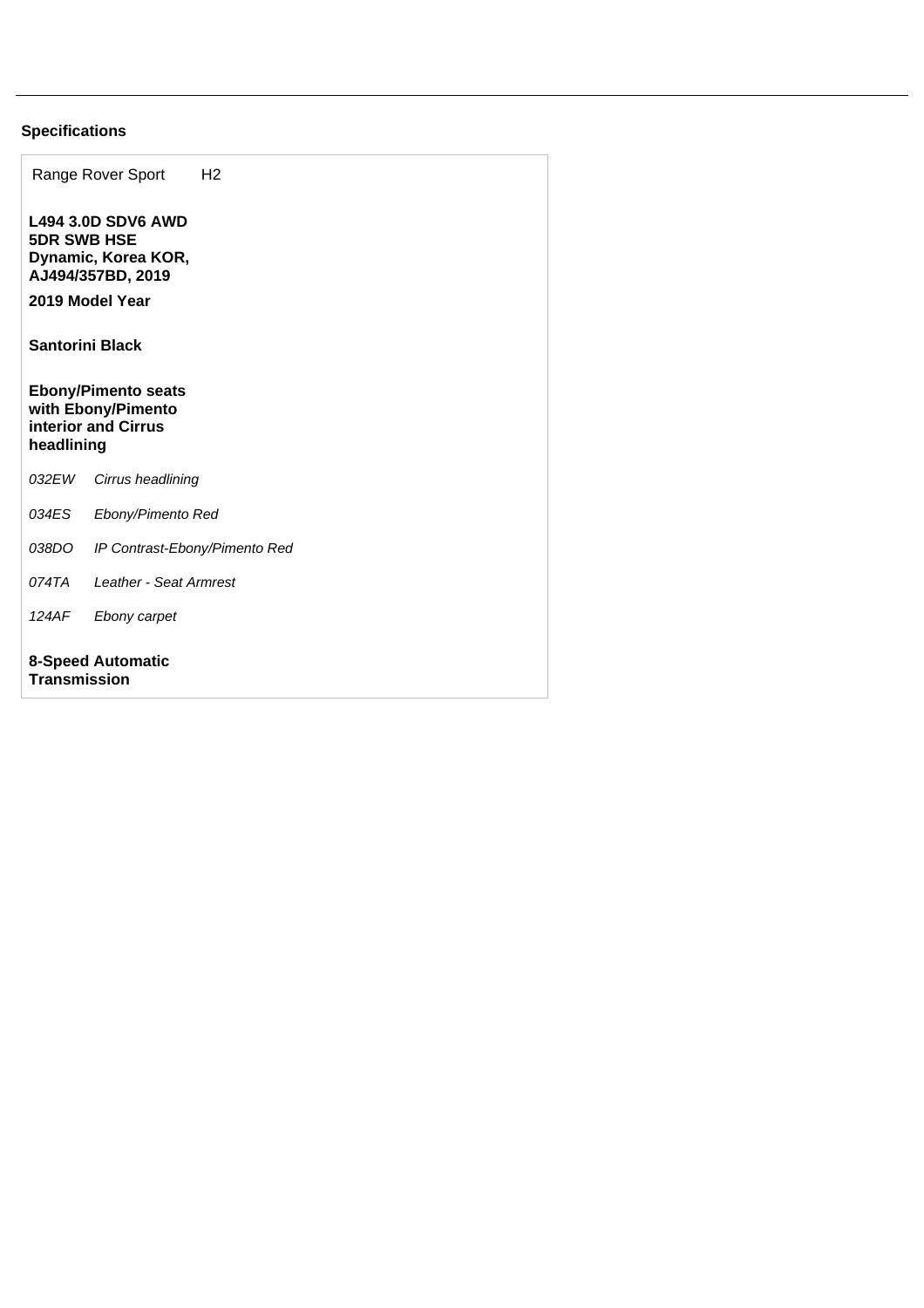## Specifications

Range Rover Sport H2

**L494 3.0D SDV6 AWD 5DR SWB HSE Dynamic, Korea KOR, AJ494/357BD, 2019**

**2019 Model Year**

**Santorini Black**

**Ebony/Pimento seats with Ebony/Pimento interior and Cirrus headlining**

| | |
|---|---|
| *032EW* | *Cirrus headlining* |
| *034ES* | *Ebony/Pimento Red* |
| *038DO* | *IP Contrast-Ebony/Pimento Red* |
| *074TA* | *Leather - Seat Armrest* |
| *124AF* | *Ebony carpet* |

**8-Speed Automatic Transmission**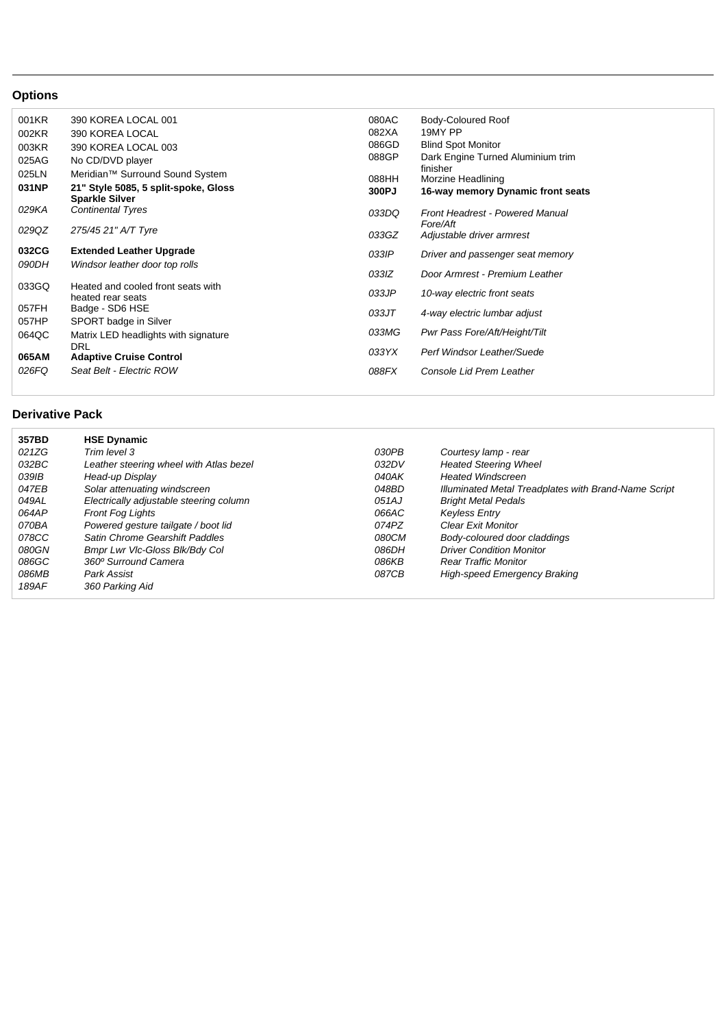## Options

| Code | Description | Code | Description |
|---|---|---|---|
| 001KR | 390 KOREA LOCAL 001 | 080AC | Body-Coloured Roof |
| 002KR | 390 KOREA LOCAL | 082XA | 19MY PP |
| 003KR | 390 KOREA LOCAL 003 | 086GD | Blind Spot Monitor |
| 025AG | No CD/DVD player | 088GP | Dark Engine Turned Aluminium trim finisher |
| 025LN | Meridian™ Surround Sound System | 088HH | Morzine Headlining |
| **031NP** | **21" Style 5085, 5 split-spoke, Gloss Sparkle Silver** | **300PJ** | **16-way memory Dynamic front seats** |
| *029KA* | *Continental Tyres* | *033DQ* | *Front Headrest - Powered Manual Fore/Aft* |
| *029QZ* | *275/45 21" A/T Tyre* | *033GZ* | *Adjustable driver armrest* |
| **032CG** | **Extended Leather Upgrade** | *033IP* | *Driver and passenger seat memory* |
| *090DH* | *Windsor leather door top rolls* | *033IZ* | *Door Armrest - Premium Leather* |
| 033GQ | Heated and cooled front seats with heated rear seats | *033JP* | *10-way electric front seats* |
| 057FH | Badge - SD6 HSE | *033JT* | *4-way electric lumbar adjust* |
| 057HP | SPORT badge in Silver | *033MG* | *Pwr Pass Fore/Aft/Height/Tilt* |
| 064QC | Matrix LED headlights with signature DRL | *033YX* | *Perf Windsor Leather/Suede* |
| **065AM** | **Adaptive Cruise Control** | *088FX* | *Console Lid Prem Leather* |
| *026FQ* | *Seat Belt - Electric ROW* | | |

## Derivative Pack

| Code | Description | Code | Description |
|---|---|---|---|
| **357BD** | **HSE Dynamic** | | |
| *021ZG* | *Trim level 3* | *030PB* | *Courtesy lamp - rear* |
| *032BC* | *Leather steering wheel with Atlas bezel* | *032DV* | *Heated Steering Wheel* |
| *039IB* | *Head-up Display* | *040AK* | *Heated Windscreen* |
| *047EB* | *Solar attenuating windscreen* | *048BD* | *Illuminated Metal Treadplates with Brand-Name Script* |
| *049AL* | *Electrically adjustable steering column* | *051AJ* | *Bright Metal Pedals* |
| *064AP* | *Front Fog Lights* | *066AC* | *Keyless Entry* |
| *070BA* | *Powered gesture tailgate / boot lid* | *074PZ* | *Clear Exit Monitor* |
| *078CC* | *Satin Chrome Gearshift Paddles* | *080CM* | *Body-coloured door claddings* |
| *080GN* | *Bmpr Lwr Vlc-Gloss Blk/Bdy Col* | *086DH* | *Driver Condition Monitor* |
| *086GC* | *360º Surround Camera* | *086KB* | *Rear Traffic Monitor* |
| *086MB* | *Park Assist* | *087CB* | *High-speed Emergency Braking* |
| *189AF* | *360 Parking Aid* | | |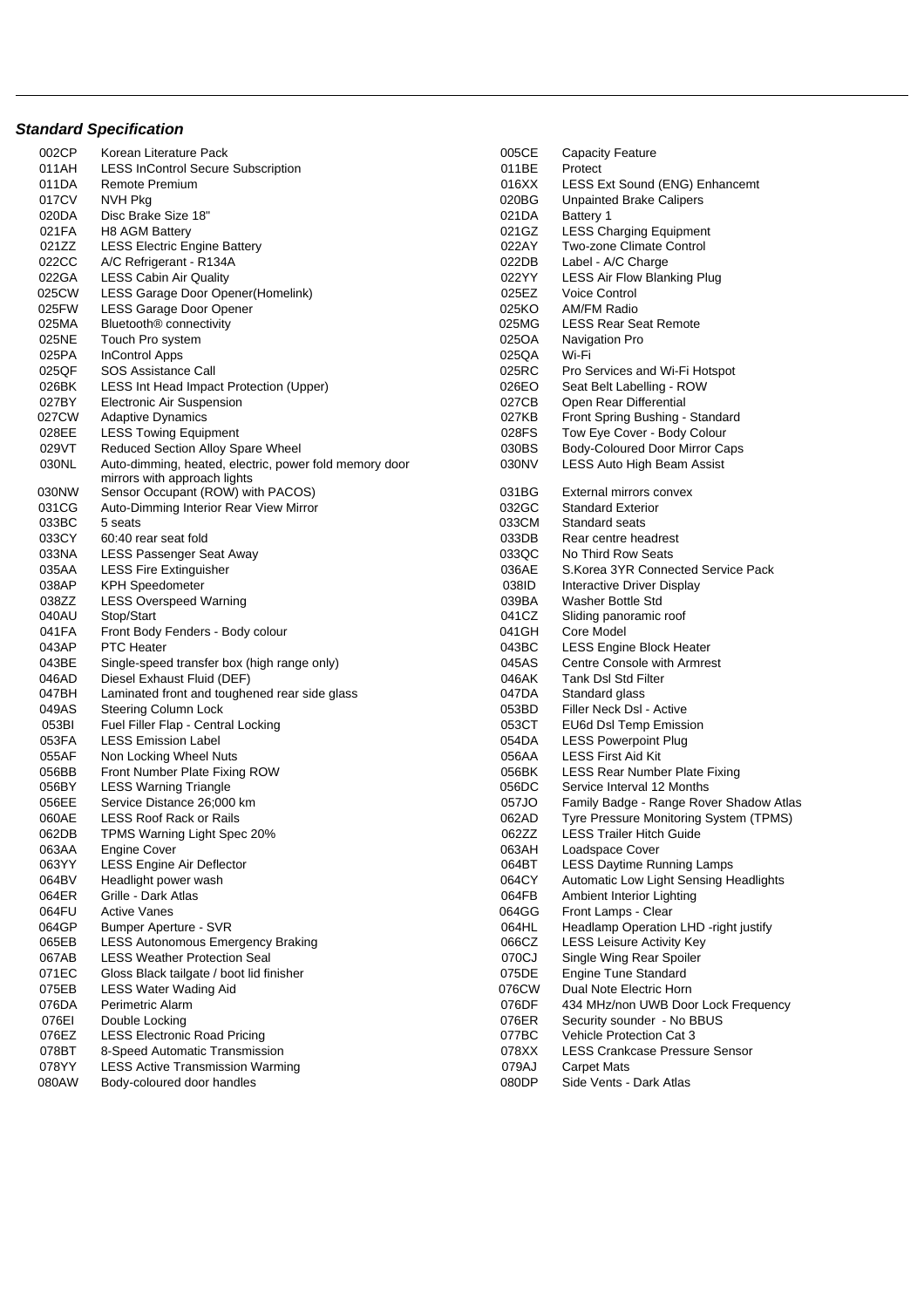### ***Standard Specification***

| Code | Description | Code | Description |
|---|---|---|---|
| 002CP | Korean Literature Pack | 005CE | Capacity Feature |
| 011AH | LESS InControl Secure Subscription | 011BE | Protect |
| 011DA | Remote Premium | 016XX | LESS Ext Sound (ENG) Enhancemt |
| 017CV | NVH Pkg | 020BG | Unpainted Brake Calipers |
| 020DA | Disc Brake Size 18" | 021DA | Battery 1 |
| 021FA | H8 AGM Battery | 021GZ | LESS Charging Equipment |
| 021ZZ | LESS Electric Engine Battery | 022AY | Two-zone Climate Control |
| 022CC | A/C Refrigerant - R134A | 022DB | Label - A/C Charge |
| 022GA | LESS Cabin Air Quality | 022YY | LESS Air Flow Blanking Plug |
| 025CW | LESS Garage Door Opener(Homelink) | 025EZ | Voice Control |
| 025FW | LESS Garage Door Opener | 025KO | AM/FM Radio |
| 025MA | Bluetooth® connectivity | 025MG | LESS Rear Seat Remote |
| 025NE | Touch Pro system | 025OA | Navigation Pro |
| 025PA | InControl Apps | 025QA | Wi-Fi |
| 025QF | SOS Assistance Call | 025RC | Pro Services and Wi-Fi Hotspot |
| 026BK | LESS Int Head Impact Protection (Upper) | 026EO | Seat Belt Labelling - ROW |
| 027BY | Electronic Air Suspension | 027CB | Open Rear Differential |
| 027CW | Adaptive Dynamics | 027KB | Front Spring Bushing - Standard |
| 028EE | LESS Towing Equipment | 028FS | Tow Eye Cover - Body Colour |
| 029VT | Reduced Section Alloy Spare Wheel | 030BS | Body-Coloured Door Mirror Caps |
| 030NL | Auto-dimming, heated, electric, power fold memory door mirrors with approach lights | 030NV | LESS Auto High Beam Assist |
| 030NW | Sensor Occupant (ROW) with PACOS) | 031BG | External mirrors convex |
| 031CG | Auto-Dimming Interior Rear View Mirror | 032GC | Standard Exterior |
| 033BC | 5 seats | 033CM | Standard seats |
| 033CY | 60:40 rear seat fold | 033DB | Rear centre headrest |
| 033NA | LESS Passenger Seat Away | 033QC | No Third Row Seats |
| 035AA | LESS Fire Extinguisher | 036AE | S.Korea 3YR Connected Service Pack |
| 038AP | KPH Speedometer | 038ID | Interactive Driver Display |
| 038ZZ | LESS Overspeed Warning | 039BA | Washer Bottle Std |
| 040AU | Stop/Start | 041CZ | Sliding panoramic roof |
| 041FA | Front Body Fenders - Body colour | 041GH | Core Model |
| 043AP | PTC Heater | 043BC | LESS Engine Block Heater |
| 043BE | Single-speed transfer box (high range only) | 045AS | Centre Console with Armrest |
| 046AD | Diesel Exhaust Fluid (DEF) | 046AK | Tank Dsl Std Filter |
| 047BH | Laminated front and toughened rear side glass | 047DA | Standard glass |
| 049AS | Steering Column Lock | 053BD | Filler Neck Dsl - Active |
| 053BI | Fuel Filler Flap - Central Locking | 053CT | EU6d Dsl Temp Emission |
| 053FA | LESS Emission Label | 054DA | LESS Powerpoint Plug |
| 055AF | Non Locking Wheel Nuts | 056AA | LESS First Aid Kit |
| 056BB | Front Number Plate Fixing ROW | 056BK | LESS Rear Number Plate Fixing |
| 056BY | LESS Warning Triangle | 056DC | Service Interval 12 Months |
| 056EE | Service Distance 26;000 km | 057JO | Family Badge - Range Rover Shadow Atlas |
| 060AE | LESS Roof Rack or Rails | 062AD | Tyre Pressure Monitoring System (TPMS) |
| 062DB | TPMS Warning Light Spec 20% | 062ZZ | LESS Trailer Hitch Guide |
| 063AA | Engine Cover | 063AH | Loadspace Cover |
| 063YY | LESS Engine Air Deflector | 064BT | LESS Daytime Running Lamps |
| 064BV | Headlight power wash | 064CY | Automatic Low Light Sensing Headlights |
| 064ER | Grille - Dark Atlas | 064FB | Ambient Interior Lighting |
| 064FU | Active Vanes | 064GG | Front Lamps - Clear |
| 064GP | Bumper Aperture - SVR | 064HL | Headlamp Operation LHD -right justify |
| 065EB | LESS Autonomous Emergency Braking | 066CZ | LESS Leisure Activity Key |
| 067AB | LESS Weather Protection Seal | 070CJ | Single Wing Rear Spoiler |
| 071EC | Gloss Black tailgate / boot lid finisher | 075DE | Engine Tune Standard |
| 075EB | LESS Water Wading Aid | 076CW | Dual Note Electric Horn |
| 076DA | Perimetric Alarm | 076DF | 434 MHz/non UWB Door Lock Frequency |
| 076EI | Double Locking | 076ER | Security sounder - No BBUS |
| 076EZ | LESS Electronic Road Pricing | 077BC | Vehicle Protection Cat 3 |
| 078BT | 8-Speed Automatic Transmission | 078XX | LESS Crankcase Pressure Sensor |
| 078YY | LESS Active Transmission Warming | 079AJ | Carpet Mats |
| 080AW | Body-coloured door handles | 080DP | Side Vents - Dark Atlas |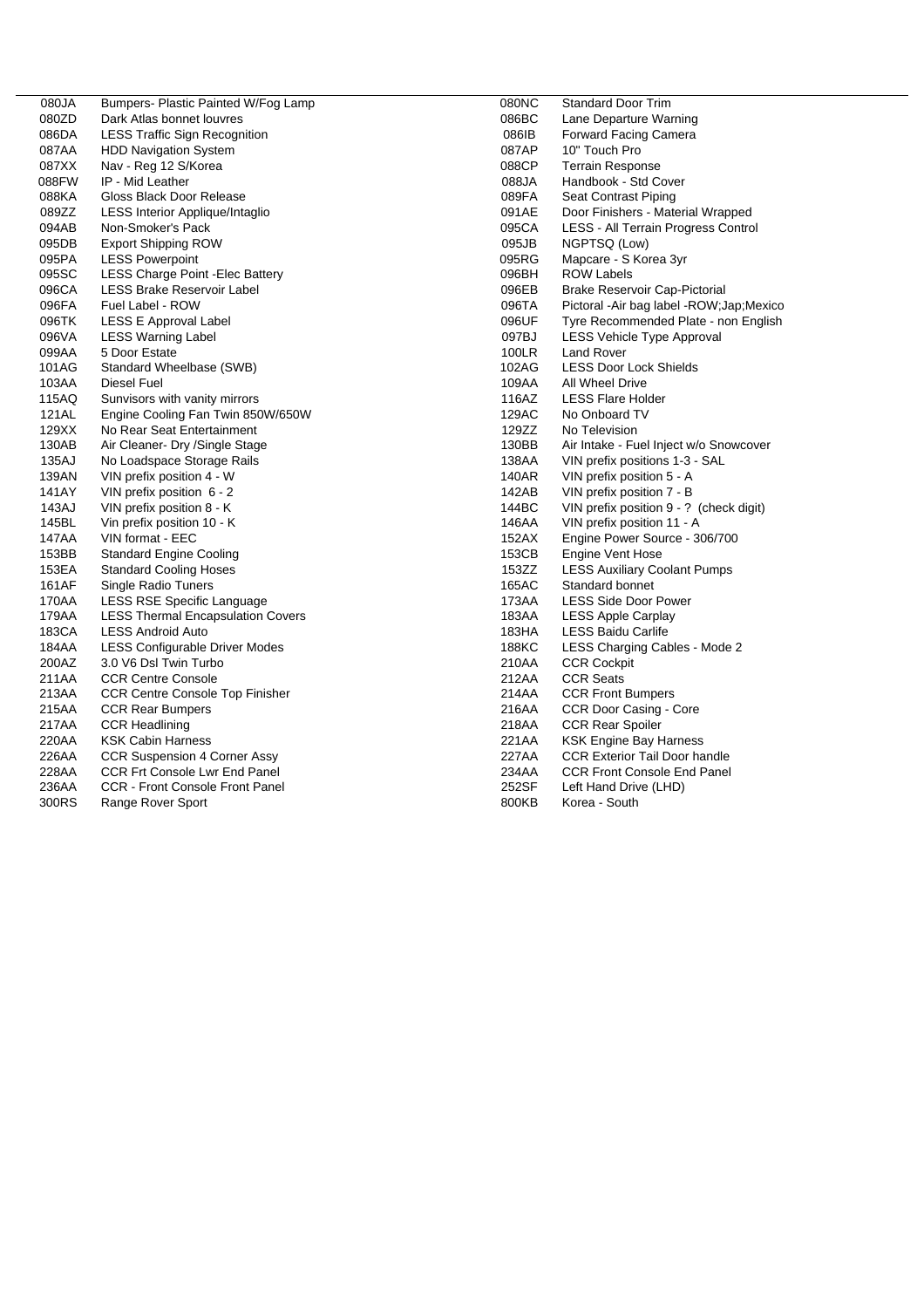| | | | |
|---|---|---|---|
| 080JA | Bumpers- Plastic Painted W/Fog Lamp | 080NC | Standard Door Trim |
| 080ZD | Dark Atlas bonnet louvres | 086BC | Lane Departure Warning |
| 086DA | LESS Traffic Sign Recognition | 086IB | Forward Facing Camera |
| 087AA | HDD Navigation System | 087AP | 10" Touch Pro |
| 087XX | Nav - Reg 12 S/Korea | 088CP | Terrain Response |
| 088FW | IP - Mid Leather | 088JA | Handbook - Std Cover |
| 088KA | Gloss Black Door Release | 089FA | Seat Contrast Piping |
| 089ZZ | LESS Interior Applique/Intaglio | 091AE | Door Finishers - Material Wrapped |
| 094AB | Non-Smoker's Pack | 095CA | LESS - All Terrain Progress Control |
| 095DB | Export Shipping ROW | 095JB | NGPTSQ (Low) |
| 095PA | LESS Powerpoint | 095RG | Mapcare - S Korea 3yr |
| 095SC | LESS Charge Point -Elec Battery | 096BH | ROW Labels |
| 096CA | LESS Brake Reservoir Label | 096EB | Brake Reservoir Cap-Pictorial |
| 096FA | Fuel Label - ROW | 096TA | Pictoral -Air bag label -ROW;Jap;Mexico |
| 096TK | LESS E Approval Label | 096UF | Tyre Recommended Plate - non English |
| 096VA | LESS Warning Label | 097BJ | LESS Vehicle Type Approval |
| 099AA | 5 Door Estate | 100LR | Land Rover |
| 101AG | Standard Wheelbase (SWB) | 102AG | LESS Door Lock Shields |
| 103AA | Diesel Fuel | 109AA | All Wheel Drive |
| 115AQ | Sunvisors with vanity mirrors | 116AZ | LESS Flare Holder |
| 121AL | Engine Cooling Fan Twin 850W/650W | 129AC | No Onboard TV |
| 129XX | No Rear Seat Entertainment | 129ZZ | No Television |
| 130AB | Air Cleaner- Dry /Single Stage | 130BB | Air Intake - Fuel Inject w/o Snowcover |
| 135AJ | No Loadspace Storage Rails | 138AA | VIN prefix positions 1-3 - SAL |
| 139AN | VIN prefix position 4 - W | 140AR | VIN prefix position 5 - A |
| 141AY | VIN prefix position 6 - 2 | 142AB | VIN prefix position 7 - B |
| 143AJ | VIN prefix position 8 - K | 144BC | VIN prefix position 9 - ? (check digit) |
| 145BL | Vin prefix position 10 - K | 146AA | VIN prefix position 11 - A |
| 147AA | VIN format - EEC | 152AX | Engine Power Source - 306/700 |
| 153BB | Standard Engine Cooling | 153CB | Engine Vent Hose |
| 153EA | Standard Cooling Hoses | 153ZZ | LESS Auxiliary Coolant Pumps |
| 161AF | Single Radio Tuners | 165AC | Standard bonnet |
| 170AA | LESS RSE Specific Language | 173AA | LESS Side Door Power |
| 179AA | LESS Thermal Encapsulation Covers | 183AA | LESS Apple Carplay |
| 183CA | LESS Android Auto | 183HA | LESS Baidu Carlife |
| 184AA | LESS Configurable Driver Modes | 188KC | LESS Charging Cables - Mode 2 |
| 200AZ | 3.0 V6 Dsl Twin Turbo | 210AA | CCR Cockpit |
| 211AA | CCR Centre Console | 212AA | CCR Seats |
| 213AA | CCR Centre Console Top Finisher | 214AA | CCR Front Bumpers |
| 215AA | CCR Rear Bumpers | 216AA | CCR Door Casing - Core |
| 217AA | CCR Headlining | 218AA | CCR Rear Spoiler |
| 220AA | KSK Cabin Harness | 221AA | KSK Engine Bay Harness |
| 226AA | CCR Suspension 4 Corner Assy | 227AA | CCR Exterior Tail Door handle |
| 228AA | CCR Frt Console Lwr End Panel | 234AA | CCR Front Console End Panel |
| 236AA | CCR - Front Console Front Panel | 252SF | Left Hand Drive (LHD) |
| 300RS | Range Rover Sport | 800KB | Korea - South |